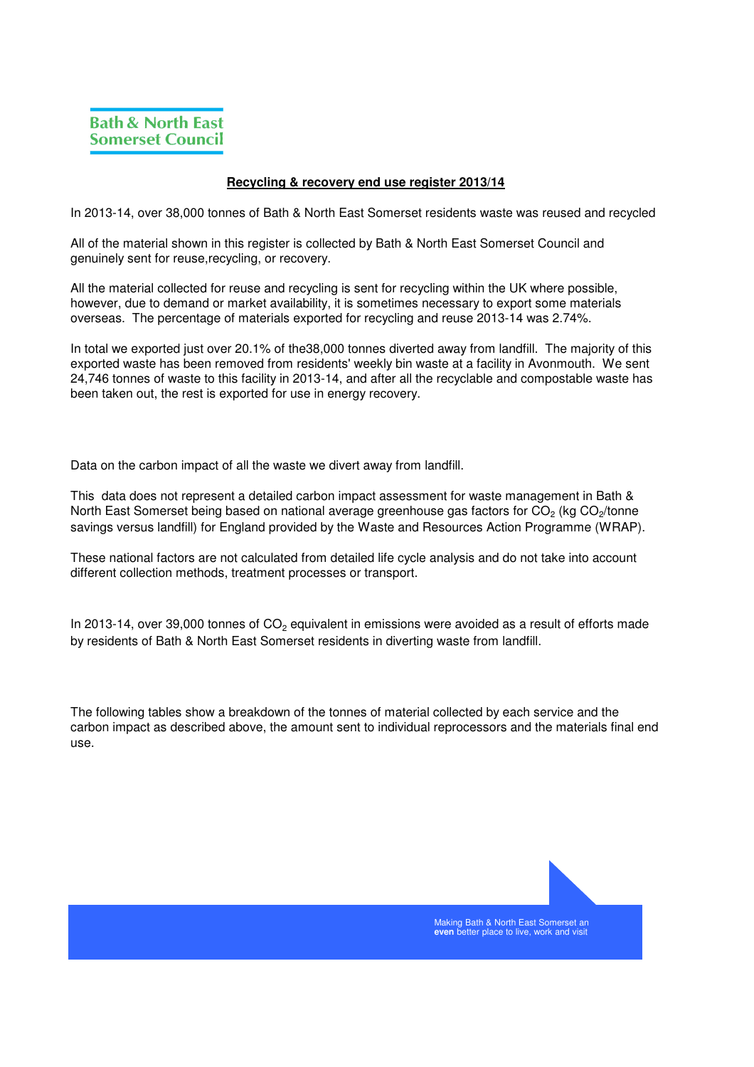Bath & North East Somerset Council

## Recycling & recovery end use register 2013/14

In 2013-14, over 38,000 tonnes of Bath & North East Somerset residents waste was reused and recycled

All of the material shown in this register is collected by Bath & North East Somerset Council and genuinely sent for reuse,recycling, or recovery.

All the material collected for reuse and recycling is sent for recycling within the UK where possible, however, due to demand or market availability, it is sometimes necessary to export some materials overseas. The percentage of materials exported for recycling and reuse 2013-14 was 2.74%.

In total we exported just over 20.1% of the38,000 tonnes diverted away from landfill. The majority of this exported waste has been removed from residents' weekly bin waste at a facility in Avonmouth. We sent 24,746 tonnes of waste to this facility in 2013-14, and after all the recyclable and compostable waste has been taken out, the rest is exported for use in energy recovery.

Data on the carbon impact of all the waste we divert away from landfill.

This data does not represent a detailed carbon impact assessment for waste management in Bath & North East Somerset being based on national average greenhouse gas factors for $CO_2$ (kg $CO_2$/tonne savings versus landfill) for England provided by the Waste and Resources Action Programme (WRAP).

These national factors are not calculated from detailed life cycle analysis and do not take into account different collection methods, treatment processes or transport.

In 2013-14, over 39,000 tonnes of $CO_2$ equivalent in emissions were avoided as a result of efforts made by residents of Bath & North East Somerset residents in diverting waste from landfill.

The following tables show a breakdown of the tonnes of material collected by each service and the carbon impact as described above, the amount sent to individual reprocessors and the materials final end use.

Making Bath & North East Somerset an **even** better place to live, work and visit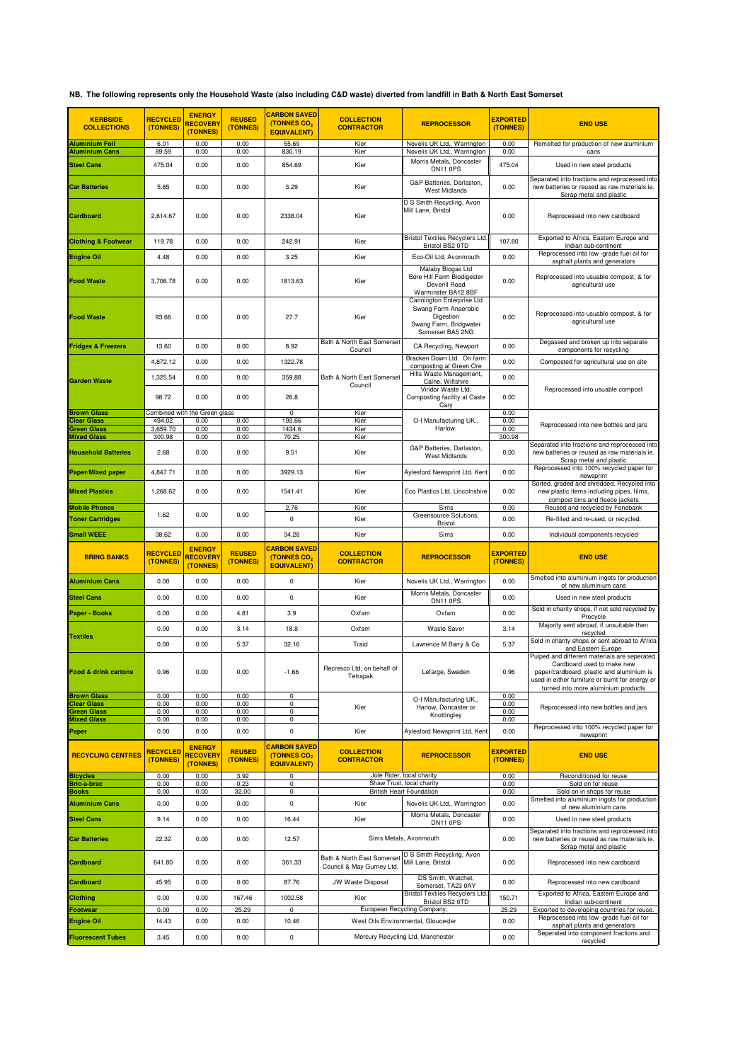**NB. The following represents only the Household Waste (also including C&D waste) diverted from landfill in Bath & North East Somerset**

| KERBSIDE COLLECTIONS | RECYCLED (TONNES) | ENERGY RECOVERY (TONNES) | REUSED (TONNES) | CARBON SAVED (TONNES $CO_2$ EQUIVALENT) | COLLECTION CONTRACTOR | REPROCESSOR | EXPORTED (TONNES) | END USE |
|---|---|---|---|---|---|---|---|---|
| Aluminium Foil | 6.01 | 0.00 | 0.00 | 55.69 | Kier | Novelis UK Ltd., Warrington | 0.00 | Remelted for production of new aluminium cans |
| Aluminium Cans | 89.59 | 0.00 | 0.00 | 830.19 | Kier | Novelis UK Ltd., Warrington | 0.00 | |
| Steel Cans | 475.04 | 0.00 | 0.00 | 854.69 | Kier | Morris Metals, Doncaster DN11 0PS | 475.04 | Used in new steel products |
| Car Batteries | 5.85 | 0.00 | 0.00 | 3.29 | Kier | G&P Batteries, Darlaston, West Midlands | 0.00 | Separated into fractions and reprocessed into new batteries or reused as raw materials ie. Scrap metal and plastic |
| Cardboard | 2,614.67 | 0.00 | 0.00 | 2338.04 | Kier | D S Smith Recycling, Avon Mill Lane, Bristol | 0.00 | Reprocessed into new cardboard |
| Clothing & Footwear | 119.78 | 0.00 | 0.00 | 242.91 | Kier | Bristol Textiles Recyclers Ltd, Bristol BS2 0TD | 107.80 | Exported to Africa, Eastern Europe and Indian sub-continent |
| Engine Oil | 4.48 | 0.00 | 0.00 | 3.25 | Kier | Eco-Oil Ltd, Avonmouth | 0.00 | Reprocessed into low -grade fuel oil for asphalt plants and generators |
| Food Waste | 3,706.78 | 0.00 | 0.00 | 1813.63 | Kier | Malaby Biogas Ltd Bore Hill Farm Biodigester Deverill Road Warminster BA12 8BF | 0.00 | Reprocessed into usuable compost, & for agricultural use |
| Food Waste | 93.66 | 0.00 | 0.00 | 27.7 | Kier | Cannington Enterprise Ltd Swang Farm Anaerobic Digestion Swang Farm, Bridgwater Somerset BA5 2NG | 0.00 | Reprocessed into usuable compost, & for agricultural use |
| Fridges & Freezers | 13.60 | 0.00 | 0.00 | 8.92 | Bath & North East Somerset Council | CA Recycling, Newport | 0.00 | Degassed and broken up into separate components for recycling |
| Garden Waste | 4,872.12 | 0.00 | 0.00 | 1322.78 | Bath & North East Somerset Council | Bracken Down Ltd. On farm composting at Green Ore | 0.00 | Composted for agricultural use on site |
| | 1,325.54 | 0.00 | 0.00 | 359.88 | | Hills Waste Management, Calne, Wiltshire | 0.00 | Reprocessed into usuable compost |
| | 98.72 | 0.00 | 0.00 | 26.8 | | Viridor Waste Ltd, Composting facility at Caste Cary | 0.00 | |
| Brown Glass | Combined with the Green glass | | | 0 | Kier | O-I Manufacturing UK., Harlow. | 0.00 | Reprocessed into new bottles and jars |
| Clear Glass | 494.02 | 0.00 | 0.00 | 193.66 | Kier | | 0.00 | |
| Green Glass | 3,659.70 | 0.00 | 0.00 | 1434.6 | Kier | | 0.00 | |
| Mixed Glass | 300.98 | 0.00 | 0.00 | 70.25 | Kier | | 300.98 | |
| Household Batteries | 2.68 | 0.00 | 0.00 | 9.51 | Kier | G&P Batteries, Darlaston, West Midlands | 0.00 | Separated into fractions and reprocessed into new batteries or reused as raw materials ie. Scrap metal and plastic |
| Paper/Mixed paper | 4,847.71 | 0.00 | 0.00 | 3929.13 | Kier | Aylesford Newsprint Ltd. Kent | 0.00 | Reprocessed into 100% recycled paper for newsprint |
| Mixed Plastics | 1,268.62 | 0.00 | 0.00 | 1541.41 | Kier | Eco Plastics Ltd, Lincolnshire | 0.00 | Sorted, graded and shredded. Recycled into new plastic items including pipes, films, compost bins and fleece jackets |
| Mobile Phones | 1.62 | 0.00 | 0.00 | 2.76 | Kier | Sims | 0.00 | Reused and recycled by Fonebank |
| Toner Cartridges | | | | 0 | Kier | Greensource Solutions, Bristol | 0.00 | Re-filled and re-used, or recycled. |
| Small WEEE | 38.62 | 0.00 | 0.00 | 34.28 | Kier | Sims | 0.00 | Individual components recycled |
| **BRING BANKS** | **RECYCLED (TONNES)** | **ENERGY RECOVERY (TONNES)** | **REUSED (TONNES)** | **CARBON SAVED (TONNES $CO_2$ EQUIVALENT)** | **COLLECTION CONTRACTOR** | **REPROCESSOR** | **EXPORTED (TONNES)** | **END USE** |
| Aluminium Cans | 0.00 | 0.00 | 0.00 | 0 | Kier | Novelis UK Ltd., Warrington | 0.00 | Smelted into aluminium ingots for production of new aluminium cans |
| Steel Cans | 0.00 | 0.00 | 0.00 | 0 | Kier | Morris Metals, Doncaster DN11 0PS | 0.00 | Used in new steel products |
| Paper - Books | 0.00 | 0.00 | 4.81 | 3.9 | Oxfam | Oxfam | 0.00 | Sold in charity shops, if not sold recycled by Precycle |
| Textiles | 0.00 | 0.00 | 3.14 | 18.8 | Oxfam | Waste Saver | 3.14 | Majority sent abroad, if unsuitable then recycled |
| | 0.00 | 0.00 | 5.37 | 32.16 | Traid | Lawrence M Barry & Co | 5.37 | Sold in charity shops or sent abroad to Africa and Eastern Europe |
| Food & drink cartons | 0.96 | 0.00 | 0.00 | -1.66 | Recresco Ltd, on behalf of Tetrapak | Lefarge, Sweden | 0.96 | Pulped and different materials are seperated. Cardboard used to make new paper/cardboard, plastic and aluminium is used in either furniture or burnt for energy or turned into more aluminium products |
| Brown Glass | 0.00 | 0.00 | 0.00 | 0 | Kier | O-I Manufacturing UK., Harlow, Doncaster or Knottingley | 0.00 | Reprocessed into new bottles and jars |
| Clear Glass | 0.00 | 0.00 | 0.00 | 0 | | | 0.00 | |
| Green Glass | 0.00 | 0.00 | 0.00 | 0 | | | 0.00 | |
| Mixed Glass | 0.00 | 0.00 | 0.00 | 0 | | | 0.00 | |
| Paper | 0.00 | 0.00 | 0.00 | 0 | Kier | Aylesford Newsprint Ltd. Kent | 0.00 | Reprocessed into 100% recycled paper for newsprint |
| **RECYCLING CENTRES** | **RECYCLED (TONNES)** | **ENERGY RECOVERY (TONNES)** | **REUSED (TONNES)** | **CARBON SAVED (TONNES $CO_2$ EQUIVALENT)** | **COLLECTION CONTRACTOR** | **REPROCESSOR** | **EXPORTED (TONNES)** | **END USE** |
| Bicycles | 0.00 | 0.00 | 3.92 | 0 | Jole Rider, local charity | | 0.00 | Reconditioned for reuse |
| Bric-a-brac | 0.00 | 0.00 | 0.23 | 0 | Shaw Trust, local charity | | 0.00 | Sold on for reuse |
| Books | 0.00 | 0.00 | 32.00 | 0 | British Heart Foundation | | 0.00 | Sold on in shops for reuse |
| Aluminium Cans | 0.00 | 0.00 | 0.00 | 0 | Kier | Novelis UK Ltd., Warrington | 0.00 | Smelted into aluminium ingots for production of new aluminium cans |
| Steel Cans | 9.14 | 0.00 | 0.00 | 16.44 | Kier | Morris Metals, Doncaster DN11 0PS | 0.00 | Used in new steel products |
| Car Batteries | 22.32 | 0.00 | 0.00 | 12.57 | Sims Metals, Avonmouth | | 0.00 | Separated into fractions and reprocessed into new batteries or reused as raw materials ie. Scrap metal and plastic |
| Cardboard | 641.80 | 0.00 | 0.00 | 361.33 | Bath & North East Somerset Council & May Gurney Ltd. | D S Smith Recycling, Avon Mill Lane, Bristol | 0.00 | Reprocessed into new cardboard |
| Cardboard | 45.95 | 0.00 | 0.00 | 87.76 | JW Waste Disposal | DS Smith, Watchet, Somerset, TA23 0AY | 0.00 | Reprocessed into new cardboard |
| Clothing | 0.00 | 0.00 | 167.46 | 1002.58 | Kier | Bristol Textiles Recyclers Ltd, Bristol BS2 0TD | 150.71 | Exported to Africa, Eastern Europe and Indian sub-continent |
| Footwear | 0.00 | 0.00 | 25.29 | 0 | European Recycling Company, | | 25.29 | Exported to developing countries for reuse. |
| Engine Oil | 14.43 | 0.00 | 0.00 | 10.46 | West Oils Environmental, Gloucester | | 0.00 | Reprocessed into low -grade fuel oil for asphalt plants and generators |
| Fluorescent Tubes | 3.45 | 0.00 | 0.00 | 0 | Mercury Recycling Ltd, Manchester | | 0.00 | Seperated into component fractions and recycled |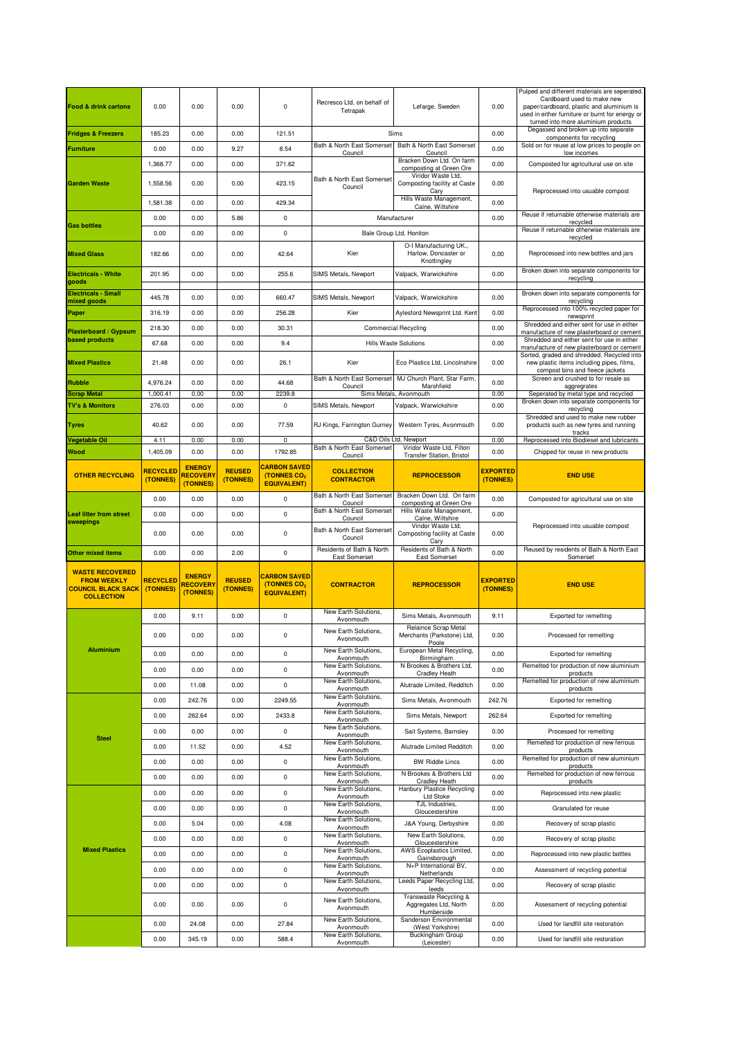| | | | | | | | | |
|---|---|---|---|---|---|---|---|---|
| **Food & drink cartons** | 0.00 | 0.00 | 0.00 | 0 | Recresco Ltd, on behalf of Tetrapak | Lefarge, Sweden | 0.00 | Pulped and different materials are seperated. Cardboard used to make new paper/cardboard, plastic and aluminium is used in either furniture or burnt for energy or turned into more aluminium products |
| **Fridges & Freezers** | 185.23 | 0.00 | 0.00 | 121.51 | Sims | | 0.00 | Degassed and broken up into separate components for recycling |
| **Furniture** | 0.00 | 0.00 | 9.27 | 8.54 | Bath & North East Somerset Council | Bath & North East Somerset Council | 0.00 | Sold on for reuse at low prices to people on low incomes |
| **Garden Waste** | 1,368.77 | 0.00 | 0.00 | 371.62 | Bath & North East Somerset Council | Bracken Down Ltd. On farm composting at Green Ore | 0.00 | Composted for agricultural use on site |
| | 1,558.56 | 0.00 | 0.00 | 423.15 | | Viridor Waste Ltd, Composting facility at Caste Cary | 0.00 | Reprocessed into usuable compost |
| | 1,581.38 | 0.00 | 0.00 | 429.34 | | Hills Waste Management, Calne, Wiltshire | 0.00 | |
| **Gas bottles** | 0.00 | 0.00 | 5.86 | 0 | Manufacturer | | 0.00 | Reuse if returnable otherwise materials are recycled |
| | 0.00 | 0.00 | 0.00 | 0 | Bale Group Ltd, Honiton | | 0.00 | Reuse if returnable otherwise materials are recycled |
| **Mixed Glass** | 182.66 | 0.00 | 0.00 | 42.64 | Kier | O-I Manufacturing UK., Harlow, Doncaster or Knottingley | 0.00 | Reprocessed into new bottles and jars |
| **Electricals - White goods** | 201.95 | 0.00 | 0.00 | 255.6 | SIMS Metals, Newport | Valpack, Warwickshire | 0.00 | Broken down into separate components for recycling |
| **Electricals - Small mixed goods** | 445.78 | 0.00 | 0.00 | 660.47 | SIMS Metals, Newport | Valpack, Warwickshire | 0.00 | Broken down into separate components for recycling |
| **Paper** | 316.19 | 0.00 | 0.00 | 256.28 | Kier | Aylesford Newsprint Ltd. Kent | 0.00 | Reprocessed into 100% recycled paper for newsprint |
| **Plasterboard / Gypsum based products** | 218.30 | 0.00 | 0.00 | 30.31 | Commercial Recycling | | 0.00 | Shredded and either sent for use in either manufacture of new plasterboard or cement |
| | 67.68 | 0.00 | 0.00 | 9.4 | Hills Waste Solutions | | 0.00 | Shredded and either sent for use in either manufacture of new plasterboard or cement |
| **Mixed Plastics** | 21.48 | 0.00 | 0.00 | 26.1 | Kier | Eco Plastics Ltd, Lincolnshire | 0.00 | Sorted, graded and shredded. Recycled into new plastic items including pipes, films, compost bins and fleece jackets |
| **Rubble** | 4,976.24 | 0.00 | 0.00 | 44.68 | Bath & North East Somerset Council | MJ Church Plant, Star Farm, Marshfield | 0.00 | Screen and crushed to for resale as aggregrates |
| **Scrap Metal** | 1,000.41 | 0.00 | 0.00 | 2239.8 | Sims Metals, Avonmouth | | 0.00 | Seperated by metal type and recycled |
| **TV's & Monitors** | 276.03 | 0.00 | 0.00 | 0 | SIMS Metals, Newport | Valpack, Warwickshire | 0.00 | Broken down into separate components for recycling |
| **Tyres** | 40.62 | 0.00 | 0.00 | 77.59 | RJ Kings, Farrington Gurney | Western Tyres, Avonmouth | 0.00 | Shredded and used to make new rubber products such as new tyres and running tracks |
| **Vegetable Oil** | 4.11 | 0.00 | 0.00 | 0 | C&D Oils Ltd, Newport | | 0.00 | Reprocessed into Biodiesel and lubricants |
| **Wood** | 1,405.09 | 0.00 | 0.00 | 1792.85 | Bath & North East Somerset Council | Viridor Waste Ltd, Filton Transfer Station, Bristol | 0.00 | Chipped for reuse in new products |
| **OTHER RECYCLING** | **RECYCLED (TONNES)** | **ENERGY RECOVERY (TONNES)** | **REUSED (TONNES)** | **CARBON SAVED (TONNES $CO_2$ EQUIVALENT)** | **COLLECTION CONTRACTOR** | **REPROCESSOR** | **EXPORTED (TONNES)** | **END USE** |
| **Leaf litter from street sweepings** | 0.00 | 0.00 | 0.00 | 0 | Bath & North East Somerset Council | Bracken Down Ltd. On farm composting at Green Ore | 0.00 | Composted for agricultural use on site |
| | 0.00 | 0.00 | 0.00 | 0 | Bath & North East Somerset Council | Hills Waste Management, Calne, Wiltshire | 0.00 | Reprocessed into usuable compost |
| | 0.00 | 0.00 | 0.00 | 0 | Bath & North East Somerset Council | Viridor Waste Ltd, Composting facility at Caste Cary | 0.00 | |
| **Other mixed items** | 0.00 | 0.00 | 2.00 | 0 | Residents of Bath & North East Somerset | Residents of Bath & North East Somerset | 0.00 | Reused by residents of Bath & North East Somerset |
| **WASTE RECOVERED FROM WEEKLY COUNCIL BLACK SACK COLLECTION** | **RECYCLED (TONNES)** | **ENERGY RECOVERY (TONNES)** | **REUSED (TONNES)** | **CARBON SAVED (TONNES $CO_2$ EQUIVALENT)** | **CONTRACTOR** | **REPROCESSOR** | **EXPORTED (TONNES)** | **END USE** |
| **Aluminium** | 0.00 | 9.11 | 0.00 | 0 | New Earth Solutions, Avonmouth | Sims Metals, Avonmouth | 9.11 | Exported for remelting |
| | 0.00 | 0.00 | 0.00 | 0 | New Earth Solutions, Avonmouth | Relaince Scrap Metal Merchants (Parkstone) Ltd, Poole | 0.00 | Processed for remelting |
| | 0.00 | 0.00 | 0.00 | 0 | New Earth Solutions, Avonmouth | European Metal Recycling, Birmingham | 0.00 | Exported for remelting |
| | 0.00 | 0.00 | 0.00 | 0 | New Earth Solutions, Avonmouth | N Brookes & Brothers Ltd, Cradley Heath | 0.00 | Remelted for production of new aluminium products |
| | 0.00 | 11.08 | 0.00 | 0 | New Earth Solutions, Avonmouth | Alutrade Limited, Redditch | 0.00 | Remelted for production of new aluminium products |
| **Steel** | 0.00 | 242.76 | 0.00 | 2249.55 | New Earth Solutions, Avonmouth | Sims Metals, Avonmouth | 242.76 | Exported for remelting |
| | 0.00 | 262.64 | 0.00 | 2433.8 | New Earth Solutions, Avonmouth | Sims Metals, Newport | 262.64 | Exported for remelting |
| | 0.00 | 0.00 | 0.00 | 0 | New Earth Solutions, Avonmouth | Sait Systems, Barnsley | 0.00 | Processed for remelting |
| | 0.00 | 11.52 | 0.00 | 4.52 | New Earth Solutions, Avonmouth | Alutrade Limited Redditch | 0.00 | Remelted for production of new ferrous products |
| | 0.00 | 0.00 | 0.00 | 0 | New Earth Solutions, Avonmouth | BW Riddle Lincs | 0.00 | Remelted for production of new aluminium products |
| | 0.00 | 0.00 | 0.00 | 0 | New Earth Solutions, Avonmouth | N Brookes & Brothers Ltd Cradley Heath | 0.00 | Remelted for production of new ferrous products |
| **Mixed Plastics** | 0.00 | 0.00 | 0.00 | 0 | New Earth Solutions, Avonmouth | Hanbury Plastice Recycling Ltd Stoke | 0.00 | Reprocessed into new plastic |
| | 0.00 | 0.00 | 0.00 | 0 | New Earth Solutions, Avonmouth | TJL Industries, Gloucestershire | 0.00 | Granulated for reuse |
| | 0.00 | 5.04 | 0.00 | 4.08 | New Earth Solutions, Avonmouth | J&A Young, Derbyshire | 0.00 | Recovery of scrap plastic |
| | 0.00 | 0.00 | 0.00 | 0 | New Earth Solutions, Avonmouth | New Earth Solutions, Gloucestershire | 0.00 | Recovery of scrap plastic |
| | 0.00 | 0.00 | 0.00 | 0 | New Earth Solutions, Avonmouth | AWS Ecoplastics Limited, Gainsborough | 0.00 | Reprocessed into new plastic bottles |
| | 0.00 | 0.00 | 0.00 | 0 | New Earth Solutions, Avonmouth | N+P International BV, Netherlands | 0.00 | Assessment of recycling potential |
| | 0.00 | 0.00 | 0.00 | 0 | New Earth Solutions, Avonmouth | Leeds Paper Recycling Ltd, leeds | 0.00 | Recovery of scrap plastic |
| | 0.00 | 0.00 | 0.00 | 0 | New Earth Solutions, Avonmouth | Transwaste Recycling & Aggregates Ltd, North Humberside | 0.00 | Assessment of recycling potential |
| | 0.00 | 24.08 | 0.00 | 27.84 | New Earth Solutions, Avonmouth | Sanderson Environmental (West Yorkshire) | 0.00 | Used for landfill site restoration |
| | 0.00 | 345.19 | 0.00 | 588.4 | New Earth Solutions, Avonmouth | Buckingham Group (Leicester) | 0.00 | Used for landfill site restoration |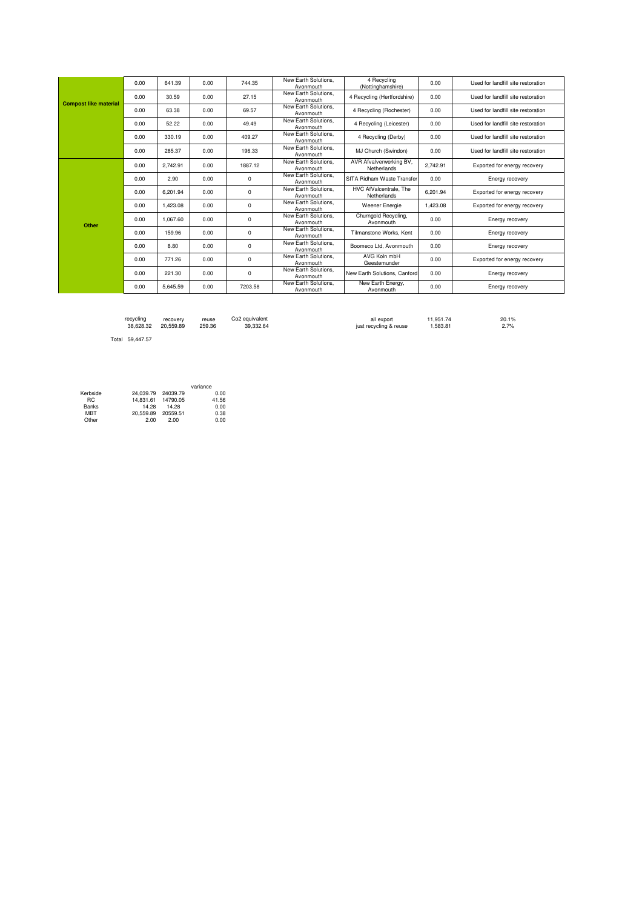| | | | | | | | | |
|---|---|---|---|---|---|---|---|---|
| **Compost like material** | 0.00 | 641.39 | 0.00 | 744.35 | New Earth Solutions, Avonmouth | 4 Recycling (Nottinghamshire) | 0.00 | Used for landfill site restoration |
| | 0.00 | 30.59 | 0.00 | 27.15 | New Earth Solutions, Avonmouth | 4 Recycling (Hertfordshire) | 0.00 | Used for landfill site restoration |
| | 0.00 | 63.38 | 0.00 | 69.57 | New Earth Solutions, Avonmouth | 4 Recycling (Rochester) | 0.00 | Used for landfill site restoration |
| | 0.00 | 52.22 | 0.00 | 49.49 | New Earth Solutions, Avonmouth | 4 Recycling (Leicester) | 0.00 | Used for landfill site restoration |
| | 0.00 | 330.19 | 0.00 | 409.27 | New Earth Solutions, Avonmouth | 4 Recycling (Derby) | 0.00 | Used for landfill site restoration |
| | 0.00 | 285.37 | 0.00 | 196.33 | New Earth Solutions, Avonmouth | MJ Church (Swindon) | 0.00 | Used for landfill site restoration |
| **Other** | 0.00 | 2,742.91 | 0.00 | 1887.12 | New Earth Solutions, Avonmouth | AVR Afvalverwerking BV, Netherlands | 2,742.91 | Exported for energy recovery |
| | 0.00 | 2.90 | 0.00 | 0 | New Earth Solutions, Avonmouth | SITA Ridham Waste Transfer | 0.00 | Energy recovery |
| | 0.00 | 6,201.94 | 0.00 | 0 | New Earth Solutions, Avonmouth | HVC AfValcentrale, The Netherlands | 6,201.94 | Exported for energy recovery |
| | 0.00 | 1,423.08 | 0.00 | 0 | New Earth Solutions, Avonmouth | Weener Energie | 1,423.08 | Exported for energy recovery |
| | 0.00 | 1,067.60 | 0.00 | 0 | New Earth Solutions, Avonmouth | Churngold Recycling, Avonmouth | 0.00 | Energy recovery |
| | 0.00 | 159.96 | 0.00 | 0 | New Earth Solutions, Avonmouth | Tilmanstone Works, Kent | 0.00 | Energy recovery |
| | 0.00 | 8.80 | 0.00 | 0 | New Earth Solutions, Avonmouth | Boomeco Ltd, Avonmouth | 0.00 | Energy recovery |
| | 0.00 | 771.26 | 0.00 | 0 | New Earth Solutions, Avonmouth | AVG Koln mbH Geestemunder | 0.00 | Exported for energy recovery |
| | 0.00 | 221.30 | 0.00 | 0 | New Earth Solutions, Avonmouth | New Earth Solutions, Canford | 0.00 | Energy recovery |
| | 0.00 | 5,645.59 | 0.00 | 7203.58 | New Earth Solutions, Avonmouth | New Earth Energy, Avonmouth | 0.00 | Energy recovery |

| recycling | recovery | reuse | Co2 equivalent |
|---|---|---|---|
| 38,628.32 | 20,559.89 | 259.36 | 39,332.64 |

Total 59,447.57

| | | |
|---|---|---|
| all export | 11,951.74 | 20.1% |
| just recycling & reuse | 1,583.81 | 2.7% |

| | | | variance |
|---|---|---|---|
| Kerbside | 24,039.79 | 24039.79 | 0.00 |
| RC | 14,831.61 | 14790.05 | 41.56 |
| Banks | 14.28 | 14.28 | 0.00 |
| MBT | 20,559.89 | 20559.51 | 0.38 |
| Other | 2.00 | 2.00 | 0.00 |